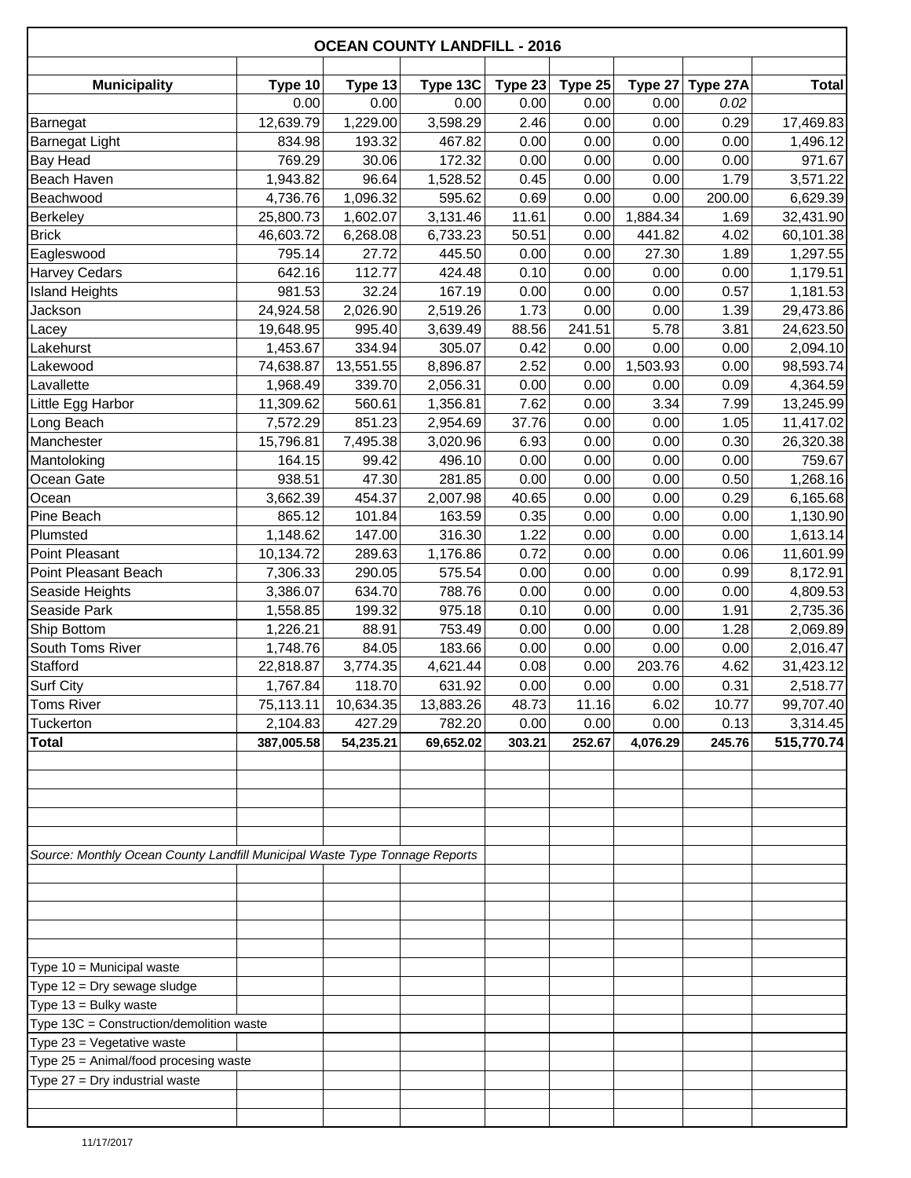# OCEAN COUNTY LANDFILL - 2016

| Municipality | Type 10 | Type 13 | Type 13C | Type 23 | Type 25 | Type 27 | Type 27A | Total |
|---|---|---|---|---|---|---|---|---|
| | 0.00 | 0.00 | 0.00 | 0.00 | 0.00 | 0.00 | *0.02* | |
| Barnegat | 12,639.79 | 1,229.00 | 3,598.29 | 2.46 | 0.00 | 0.00 | 0.29 | 17,469.83 |
| Barnegat Light | 834.98 | 193.32 | 467.82 | 0.00 | 0.00 | 0.00 | 0.00 | 1,496.12 |
| Bay Head | 769.29 | 30.06 | 172.32 | 0.00 | 0.00 | 0.00 | 0.00 | 971.67 |
| Beach Haven | 1,943.82 | 96.64 | 1,528.52 | 0.45 | 0.00 | 0.00 | 1.79 | 3,571.22 |
| Beachwood | 4,736.76 | 1,096.32 | 595.62 | 0.69 | 0.00 | 0.00 | 200.00 | 6,629.39 |
| Berkeley | 25,800.73 | 1,602.07 | 3,131.46 | 11.61 | 0.00 | 1,884.34 | 1.69 | 32,431.90 |
| Brick | 46,603.72 | 6,268.08 | 6,733.23 | 50.51 | 0.00 | 441.82 | 4.02 | 60,101.38 |
| Eagleswood | 795.14 | 27.72 | 445.50 | 0.00 | 0.00 | 27.30 | 1.89 | 1,297.55 |
| Harvey Cedars | 642.16 | 112.77 | 424.48 | 0.10 | 0.00 | 0.00 | 0.00 | 1,179.51 |
| Island Heights | 981.53 | 32.24 | 167.19 | 0.00 | 0.00 | 0.00 | 0.57 | 1,181.53 |
| Jackson | 24,924.58 | 2,026.90 | 2,519.26 | 1.73 | 0.00 | 0.00 | 1.39 | 29,473.86 |
| Lacey | 19,648.95 | 995.40 | 3,639.49 | 88.56 | 241.51 | 5.78 | 3.81 | 24,623.50 |
| Lakehurst | 1,453.67 | 334.94 | 305.07 | 0.42 | 0.00 | 0.00 | 0.00 | 2,094.10 |
| Lakewood | 74,638.87 | 13,551.55 | 8,896.87 | 2.52 | 0.00 | 1,503.93 | 0.00 | 98,593.74 |
| Lavallette | 1,968.49 | 339.70 | 2,056.31 | 0.00 | 0.00 | 0.00 | 0.09 | 4,364.59 |
| Little Egg Harbor | 11,309.62 | 560.61 | 1,356.81 | 7.62 | 0.00 | 3.34 | 7.99 | 13,245.99 |
| Long Beach | 7,572.29 | 851.23 | 2,954.69 | 37.76 | 0.00 | 0.00 | 1.05 | 11,417.02 |
| Manchester | 15,796.81 | 7,495.38 | 3,020.96 | 6.93 | 0.00 | 0.00 | 0.30 | 26,320.38 |
| Mantoloking | 164.15 | 99.42 | 496.10 | 0.00 | 0.00 | 0.00 | 0.00 | 759.67 |
| Ocean Gate | 938.51 | 47.30 | 281.85 | 0.00 | 0.00 | 0.00 | 0.50 | 1,268.16 |
| Ocean | 3,662.39 | 454.37 | 2,007.98 | 40.65 | 0.00 | 0.00 | 0.29 | 6,165.68 |
| Pine Beach | 865.12 | 101.84 | 163.59 | 0.35 | 0.00 | 0.00 | 0.00 | 1,130.90 |
| Plumsted | 1,148.62 | 147.00 | 316.30 | 1.22 | 0.00 | 0.00 | 0.00 | 1,613.14 |
| Point Pleasant | 10,134.72 | 289.63 | 1,176.86 | 0.72 | 0.00 | 0.00 | 0.06 | 11,601.99 |
| Point Pleasant Beach | 7,306.33 | 290.05 | 575.54 | 0.00 | 0.00 | 0.00 | 0.99 | 8,172.91 |
| Seaside Heights | 3,386.07 | 634.70 | 788.76 | 0.00 | 0.00 | 0.00 | 0.00 | 4,809.53 |
| Seaside Park | 1,558.85 | 199.32 | 975.18 | 0.10 | 0.00 | 0.00 | 1.91 | 2,735.36 |
| Ship Bottom | 1,226.21 | 88.91 | 753.49 | 0.00 | 0.00 | 0.00 | 1.28 | 2,069.89 |
| South Toms River | 1,748.76 | 84.05 | 183.66 | 0.00 | 0.00 | 0.00 | 0.00 | 2,016.47 |
| Stafford | 22,818.87 | 3,774.35 | 4,621.44 | 0.08 | 0.00 | 203.76 | 4.62 | 31,423.12 |
| Surf City | 1,767.84 | 118.70 | 631.92 | 0.00 | 0.00 | 0.00 | 0.31 | 2,518.77 |
| Toms River | 75,113.11 | 10,634.35 | 13,883.26 | 48.73 | 11.16 | 6.02 | 10.77 | 99,707.40 |
| Tuckerton | 2,104.83 | 427.29 | 782.20 | 0.00 | 0.00 | 0.00 | 0.13 | 3,314.45 |
| **Total** | **387,005.58** | **54,235.21** | **69,652.02** | **303.21** | **252.67** | **4,076.29** | **245.76** | **515,770.74** |

*Source: Monthly Ocean County Landfill Municipal Waste Type Tonnage Reports*

Type 10 = Municipal waste
Type 12 = Dry sewage sludge
Type 13 = Bulky waste
Type 13C = Construction/demolition waste
Type 23 = Vegetative waste
Type 25 = Animal/food procesing waste
Type 27 = Dry industrial waste

11/17/2017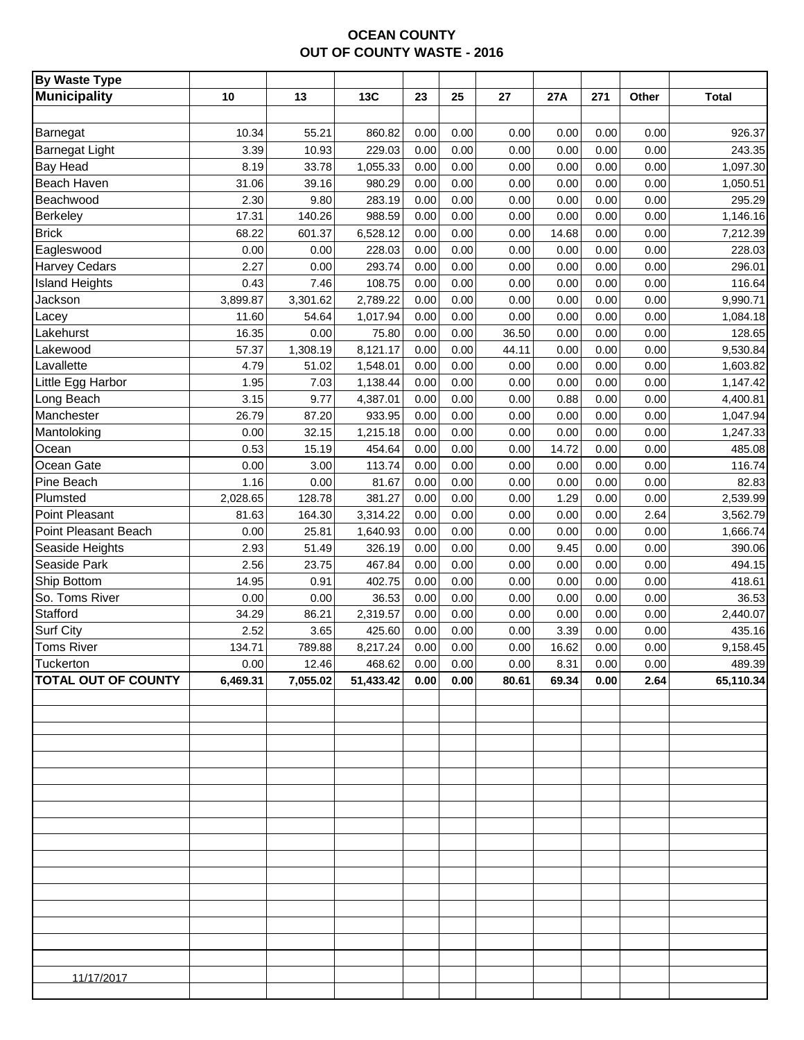# OCEAN COUNTY
## OUT OF COUNTY WASTE - 2016

| By Waste Type | | | | | | | | | | |
|---|---|---|---|---|---|---|---|---|---|---|
| **Municipality** | **10** | **13** | **13C** | **23** | **25** | **27** | **27A** | **271** | **Other** | **Total** |
| Barnegat | 10.34 | 55.21 | 860.82 | 0.00 | 0.00 | 0.00 | 0.00 | 0.00 | 0.00 | 926.37 |
| Barnegat Light | 3.39 | 10.93 | 229.03 | 0.00 | 0.00 | 0.00 | 0.00 | 0.00 | 0.00 | 243.35 |
| Bay Head | 8.19 | 33.78 | 1,055.33 | 0.00 | 0.00 | 0.00 | 0.00 | 0.00 | 0.00 | 1,097.30 |
| Beach Haven | 31.06 | 39.16 | 980.29 | 0.00 | 0.00 | 0.00 | 0.00 | 0.00 | 0.00 | 1,050.51 |
| Beachwood | 2.30 | 9.80 | 283.19 | 0.00 | 0.00 | 0.00 | 0.00 | 0.00 | 0.00 | 295.29 |
| Berkeley | 17.31 | 140.26 | 988.59 | 0.00 | 0.00 | 0.00 | 0.00 | 0.00 | 0.00 | 1,146.16 |
| Brick | 68.22 | 601.37 | 6,528.12 | 0.00 | 0.00 | 0.00 | 14.68 | 0.00 | 0.00 | 7,212.39 |
| Eagleswood | 0.00 | 0.00 | 228.03 | 0.00 | 0.00 | 0.00 | 0.00 | 0.00 | 0.00 | 228.03 |
| Harvey Cedars | 2.27 | 0.00 | 293.74 | 0.00 | 0.00 | 0.00 | 0.00 | 0.00 | 0.00 | 296.01 |
| Island Heights | 0.43 | 7.46 | 108.75 | 0.00 | 0.00 | 0.00 | 0.00 | 0.00 | 0.00 | 116.64 |
| Jackson | 3,899.87 | 3,301.62 | 2,789.22 | 0.00 | 0.00 | 0.00 | 0.00 | 0.00 | 0.00 | 9,990.71 |
| Lacey | 11.60 | 54.64 | 1,017.94 | 0.00 | 0.00 | 0.00 | 0.00 | 0.00 | 0.00 | 1,084.18 |
| Lakehurst | 16.35 | 0.00 | 75.80 | 0.00 | 0.00 | 36.50 | 0.00 | 0.00 | 0.00 | 128.65 |
| Lakewood | 57.37 | 1,308.19 | 8,121.17 | 0.00 | 0.00 | 44.11 | 0.00 | 0.00 | 0.00 | 9,530.84 |
| Lavallette | 4.79 | 51.02 | 1,548.01 | 0.00 | 0.00 | 0.00 | 0.00 | 0.00 | 0.00 | 1,603.82 |
| Little Egg Harbor | 1.95 | 7.03 | 1,138.44 | 0.00 | 0.00 | 0.00 | 0.00 | 0.00 | 0.00 | 1,147.42 |
| Long Beach | 3.15 | 9.77 | 4,387.01 | 0.00 | 0.00 | 0.00 | 0.88 | 0.00 | 0.00 | 4,400.81 |
| Manchester | 26.79 | 87.20 | 933.95 | 0.00 | 0.00 | 0.00 | 0.00 | 0.00 | 0.00 | 1,047.94 |
| Mantoloking | 0.00 | 32.15 | 1,215.18 | 0.00 | 0.00 | 0.00 | 0.00 | 0.00 | 0.00 | 1,247.33 |
| Ocean | 0.53 | 15.19 | 454.64 | 0.00 | 0.00 | 0.00 | 14.72 | 0.00 | 0.00 | 485.08 |
| Ocean Gate | 0.00 | 3.00 | 113.74 | 0.00 | 0.00 | 0.00 | 0.00 | 0.00 | 0.00 | 116.74 |
| Pine Beach | 1.16 | 0.00 | 81.67 | 0.00 | 0.00 | 0.00 | 0.00 | 0.00 | 0.00 | 82.83 |
| Plumsted | 2,028.65 | 128.78 | 381.27 | 0.00 | 0.00 | 0.00 | 1.29 | 0.00 | 0.00 | 2,539.99 |
| Point Pleasant | 81.63 | 164.30 | 3,314.22 | 0.00 | 0.00 | 0.00 | 0.00 | 0.00 | 2.64 | 3,562.79 |
| Point Pleasant Beach | 0.00 | 25.81 | 1,640.93 | 0.00 | 0.00 | 0.00 | 0.00 | 0.00 | 0.00 | 1,666.74 |
| Seaside Heights | 2.93 | 51.49 | 326.19 | 0.00 | 0.00 | 0.00 | 9.45 | 0.00 | 0.00 | 390.06 |
| Seaside Park | 2.56 | 23.75 | 467.84 | 0.00 | 0.00 | 0.00 | 0.00 | 0.00 | 0.00 | 494.15 |
| Ship Bottom | 14.95 | 0.91 | 402.75 | 0.00 | 0.00 | 0.00 | 0.00 | 0.00 | 0.00 | 418.61 |
| So. Toms River | 0.00 | 0.00 | 36.53 | 0.00 | 0.00 | 0.00 | 0.00 | 0.00 | 0.00 | 36.53 |
| Stafford | 34.29 | 86.21 | 2,319.57 | 0.00 | 0.00 | 0.00 | 0.00 | 0.00 | 0.00 | 2,440.07 |
| Surf City | 2.52 | 3.65 | 425.60 | 0.00 | 0.00 | 0.00 | 3.39 | 0.00 | 0.00 | 435.16 |
| Toms River | 134.71 | 789.88 | 8,217.24 | 0.00 | 0.00 | 0.00 | 16.62 | 0.00 | 0.00 | 9,158.45 |
| Tuckerton | 0.00 | 12.46 | 468.62 | 0.00 | 0.00 | 0.00 | 8.31 | 0.00 | 0.00 | 489.39 |
| **TOTAL OUT OF COUNTY** | **6,469.31** | **7,055.02** | **51,433.42** | **0.00** | **0.00** | **80.61** | **69.34** | **0.00** | **2.64** | **65,110.34** |

11/17/2017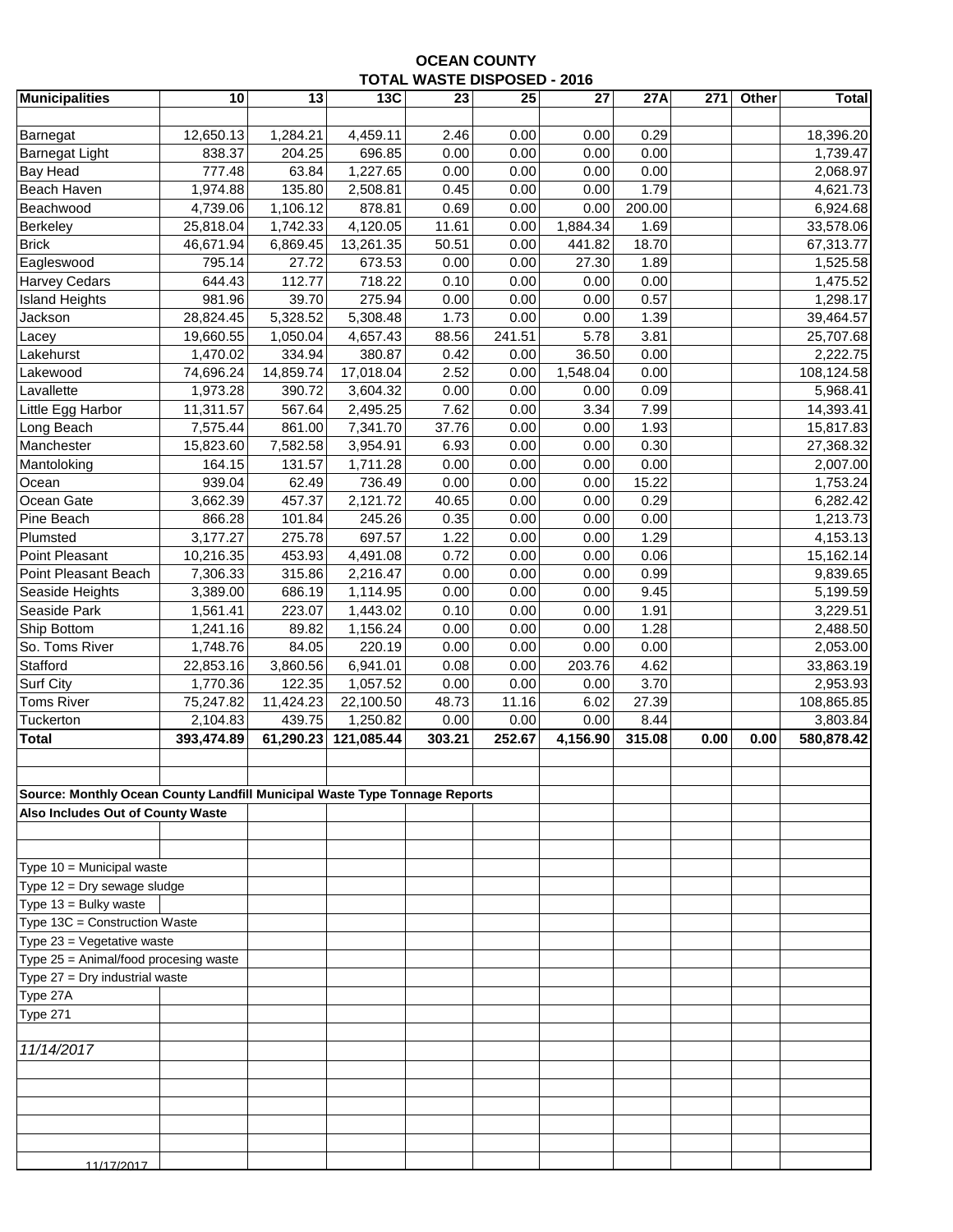**OCEAN COUNTY**
**TOTAL WASTE DISPOSED - 2016**

| Municipalities | 10 | 13 | 13C | 23 | 25 | 27 | 27A | 271 | Other | Total |
|---|---|---|---|---|---|---|---|---|---|---|
| Barnegat | 12,650.13 | 1,284.21 | 4,459.11 | 2.46 | 0.00 | 0.00 | 0.29 | | | 18,396.20 |
| Barnegat Light | 838.37 | 204.25 | 696.85 | 0.00 | 0.00 | 0.00 | 0.00 | | | 1,739.47 |
| Bay Head | 777.48 | 63.84 | 1,227.65 | 0.00 | 0.00 | 0.00 | 0.00 | | | 2,068.97 |
| Beach Haven | 1,974.88 | 135.80 | 2,508.81 | 0.45 | 0.00 | 0.00 | 1.79 | | | 4,621.73 |
| Beachwood | 4,739.06 | 1,106.12 | 878.81 | 0.69 | 0.00 | 0.00 | 200.00 | | | 6,924.68 |
| Berkeley | 25,818.04 | 1,742.33 | 4,120.05 | 11.61 | 0.00 | 1,884.34 | 1.69 | | | 33,578.06 |
| Brick | 46,671.94 | 6,869.45 | 13,261.35 | 50.51 | 0.00 | 441.82 | 18.70 | | | 67,313.77 |
| Eagleswood | 795.14 | 27.72 | 673.53 | 0.00 | 0.00 | 27.30 | 1.89 | | | 1,525.58 |
| Harvey Cedars | 644.43 | 112.77 | 718.22 | 0.10 | 0.00 | 0.00 | 0.00 | | | 1,475.52 |
| Island Heights | 981.96 | 39.70 | 275.94 | 0.00 | 0.00 | 0.00 | 0.57 | | | 1,298.17 |
| Jackson | 28,824.45 | 5,328.52 | 5,308.48 | 1.73 | 0.00 | 0.00 | 1.39 | | | 39,464.57 |
| Lacey | 19,660.55 | 1,050.04 | 4,657.43 | 88.56 | 241.51 | 5.78 | 3.81 | | | 25,707.68 |
| Lakehurst | 1,470.02 | 334.94 | 380.87 | 0.42 | 0.00 | 36.50 | 0.00 | | | 2,222.75 |
| Lakewood | 74,696.24 | 14,859.74 | 17,018.04 | 2.52 | 0.00 | 1,548.04 | 0.00 | | | 108,124.58 |
| Lavallette | 1,973.28 | 390.72 | 3,604.32 | 0.00 | 0.00 | 0.00 | 0.09 | | | 5,968.41 |
| Little Egg Harbor | 11,311.57 | 567.64 | 2,495.25 | 7.62 | 0.00 | 3.34 | 7.99 | | | 14,393.41 |
| Long Beach | 7,575.44 | 861.00 | 7,341.70 | 37.76 | 0.00 | 0.00 | 1.93 | | | 15,817.83 |
| Manchester | 15,823.60 | 7,582.58 | 3,954.91 | 6.93 | 0.00 | 0.00 | 0.30 | | | 27,368.32 |
| Mantoloking | 164.15 | 131.57 | 1,711.28 | 0.00 | 0.00 | 0.00 | 0.00 | | | 2,007.00 |
| Ocean | 939.04 | 62.49 | 736.49 | 0.00 | 0.00 | 0.00 | 15.22 | | | 1,753.24 |
| Ocean Gate | 3,662.39 | 457.37 | 2,121.72 | 40.65 | 0.00 | 0.00 | 0.29 | | | 6,282.42 |
| Pine Beach | 866.28 | 101.84 | 245.26 | 0.35 | 0.00 | 0.00 | 0.00 | | | 1,213.73 |
| Plumsted | 3,177.27 | 275.78 | 697.57 | 1.22 | 0.00 | 0.00 | 1.29 | | | 4,153.13 |
| Point Pleasant | 10,216.35 | 453.93 | 4,491.08 | 0.72 | 0.00 | 0.00 | 0.06 | | | 15,162.14 |
| Point Pleasant Beach | 7,306.33 | 315.86 | 2,216.47 | 0.00 | 0.00 | 0.00 | 0.99 | | | 9,839.65 |
| Seaside Heights | 3,389.00 | 686.19 | 1,114.95 | 0.00 | 0.00 | 0.00 | 9.45 | | | 5,199.59 |
| Seaside Park | 1,561.41 | 223.07 | 1,443.02 | 0.10 | 0.00 | 0.00 | 1.91 | | | 3,229.51 |
| Ship Bottom | 1,241.16 | 89.82 | 1,156.24 | 0.00 | 0.00 | 0.00 | 1.28 | | | 2,488.50 |
| So. Toms River | 1,748.76 | 84.05 | 220.19 | 0.00 | 0.00 | 0.00 | 0.00 | | | 2,053.00 |
| Stafford | 22,853.16 | 3,860.56 | 6,941.01 | 0.08 | 0.00 | 203.76 | 4.62 | | | 33,863.19 |
| Surf City | 1,770.36 | 122.35 | 1,057.52 | 0.00 | 0.00 | 0.00 | 3.70 | | | 2,953.93 |
| Toms River | 75,247.82 | 11,424.23 | 22,100.50 | 48.73 | 11.16 | 6.02 | 27.39 | | | 108,865.85 |
| Tuckerton | 2,104.83 | 439.75 | 1,250.82 | 0.00 | 0.00 | 0.00 | 8.44 | | | 3,803.84 |
| **Total** | **393,474.89** | **61,290.23** | **121,085.44** | **303.21** | **252.67** | **4,156.90** | **315.08** | **0.00** | **0.00** | **580,878.42** |

**Source: Monthly Ocean County Landfill Municipal Waste Type Tonnage Reports**

**Also Includes Out of County Waste**

Type 10 = Municipal waste
Type 12 = Dry sewage sludge
Type 13 = Bulky waste
Type 13C = Construction Waste
Type 23 = Vegetative waste
Type 25 = Animal/food procesing waste
Type 27 = Dry industrial waste
Type 27A
Type 271

*11/14/2017*

11/17/2017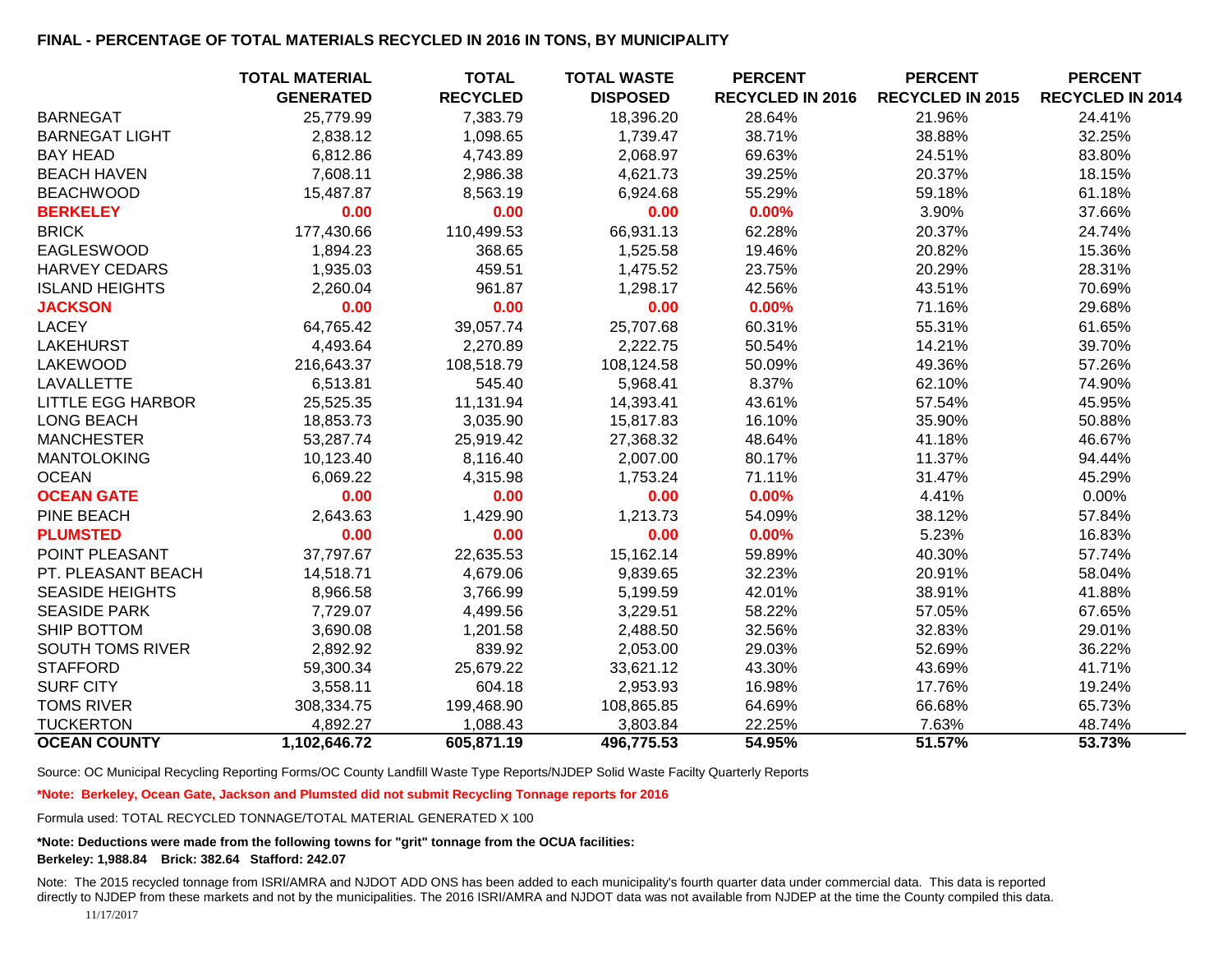**FINAL - PERCENTAGE OF TOTAL MATERIALS RECYCLED IN 2016 IN TONS, BY MUNICIPALITY**

| | TOTAL MATERIAL GENERATED | TOTAL RECYCLED | TOTAL WASTE DISPOSED | PERCENT RECYCLED IN 2016 | PERCENT RECYCLED IN 2015 | PERCENT RECYCLED IN 2014 |
|---|---|---|---|---|---|---|
| BARNEGAT | 25,779.99 | 7,383.79 | 18,396.20 | 28.64% | 21.96% | 24.41% |
| BARNEGAT LIGHT | 2,838.12 | 1,098.65 | 1,739.47 | 38.71% | 38.88% | 32.25% |
| BAY HEAD | 6,812.86 | 4,743.89 | 2,068.97 | 69.63% | 24.51% | 83.80% |
| BEACH HAVEN | 7,608.11 | 2,986.38 | 4,621.73 | 39.25% | 20.37% | 18.15% |
| BEACHWOOD | 15,487.87 | 8,563.19 | 6,924.68 | 55.29% | 59.18% | 61.18% |
| **BERKELEY** | **0.00** | **0.00** | **0.00** | **0.00%** | 3.90% | 37.66% |
| BRICK | 177,430.66 | 110,499.53 | 66,931.13 | 62.28% | 20.37% | 24.74% |
| EAGLESWOOD | 1,894.23 | 368.65 | 1,525.58 | 19.46% | 20.82% | 15.36% |
| HARVEY CEDARS | 1,935.03 | 459.51 | 1,475.52 | 23.75% | 20.29% | 28.31% |
| ISLAND HEIGHTS | 2,260.04 | 961.87 | 1,298.17 | 42.56% | 43.51% | 70.69% |
| **JACKSON** | **0.00** | **0.00** | **0.00** | **0.00%** | 71.16% | 29.68% |
| LACEY | 64,765.42 | 39,057.74 | 25,707.68 | 60.31% | 55.31% | 61.65% |
| LAKEHURST | 4,493.64 | 2,270.89 | 2,222.75 | 50.54% | 14.21% | 39.70% |
| LAKEWOOD | 216,643.37 | 108,518.79 | 108,124.58 | 50.09% | 49.36% | 57.26% |
| LAVALLETTE | 6,513.81 | 545.40 | 5,968.41 | 8.37% | 62.10% | 74.90% |
| LITTLE EGG HARBOR | 25,525.35 | 11,131.94 | 14,393.41 | 43.61% | 57.54% | 45.95% |
| LONG BEACH | 18,853.73 | 3,035.90 | 15,817.83 | 16.10% | 35.90% | 50.88% |
| MANCHESTER | 53,287.74 | 25,919.42 | 27,368.32 | 48.64% | 41.18% | 46.67% |
| MANTOLOKING | 10,123.40 | 8,116.40 | 2,007.00 | 80.17% | 11.37% | 94.44% |
| OCEAN | 6,069.22 | 4,315.98 | 1,753.24 | 71.11% | 31.47% | 45.29% |
| **OCEAN GATE** | **0.00** | **0.00** | **0.00** | **0.00%** | 4.41% | 0.00% |
| PINE BEACH | 2,643.63 | 1,429.90 | 1,213.73 | 54.09% | 38.12% | 57.84% |
| **PLUMSTED** | **0.00** | **0.00** | **0.00** | **0.00%** | 5.23% | 16.83% |
| POINT PLEASANT | 37,797.67 | 22,635.53 | 15,162.14 | 59.89% | 40.30% | 57.74% |
| PT. PLEASANT BEACH | 14,518.71 | 4,679.06 | 9,839.65 | 32.23% | 20.91% | 58.04% |
| SEASIDE HEIGHTS | 8,966.58 | 3,766.99 | 5,199.59 | 42.01% | 38.91% | 41.88% |
| SEASIDE PARK | 7,729.07 | 4,499.56 | 3,229.51 | 58.22% | 57.05% | 67.65% |
| SHIP BOTTOM | 3,690.08 | 1,201.58 | 2,488.50 | 32.56% | 32.83% | 29.01% |
| SOUTH TOMS RIVER | 2,892.92 | 839.92 | 2,053.00 | 29.03% | 52.69% | 36.22% |
| STAFFORD | 59,300.34 | 25,679.22 | 33,621.12 | 43.30% | 43.69% | 41.71% |
| SURF CITY | 3,558.11 | 604.18 | 2,953.93 | 16.98% | 17.76% | 19.24% |
| TOMS RIVER | 308,334.75 | 199,468.90 | 108,865.85 | 64.69% | 66.68% | 65.73% |
| TUCKERTON | 4,892.27 | 1,088.43 | 3,803.84 | 22.25% | 7.63% | 48.74% |
| **OCEAN COUNTY** | **1,102,646.72** | **605,871.19** | **496,775.53** | **54.95%** | **51.57%** | **53.73%** |

Source: OC Municipal Recycling Reporting Forms/OC County Landfill Waste Type Reports/NJDEP Solid Waste Facilty Quarterly Reports

**\*Note: Berkeley, Ocean Gate, Jackson and Plumsted did not submit Recycling Tonnage reports for 2016**

Formula used: TOTAL RECYCLED TONNAGE/TOTAL MATERIAL GENERATED X 100

**\*Note: Deductions were made from the following towns for "grit" tonnage from the OCUA facilities:**
**Berkeley: 1,988.84 Brick: 382.64 Stafford: 242.07**

Note: The 2015 recycled tonnage from ISRI/AMRA and NJDOT ADD ONS has been added to each municipality's fourth quarter data under commercial data. This data is reported directly to NJDEP from these markets and not by the municipalities. The 2016 ISRI/AMRA and NJDOT data was not available from NJDEP at the time the County compiled this data.

11/17/2017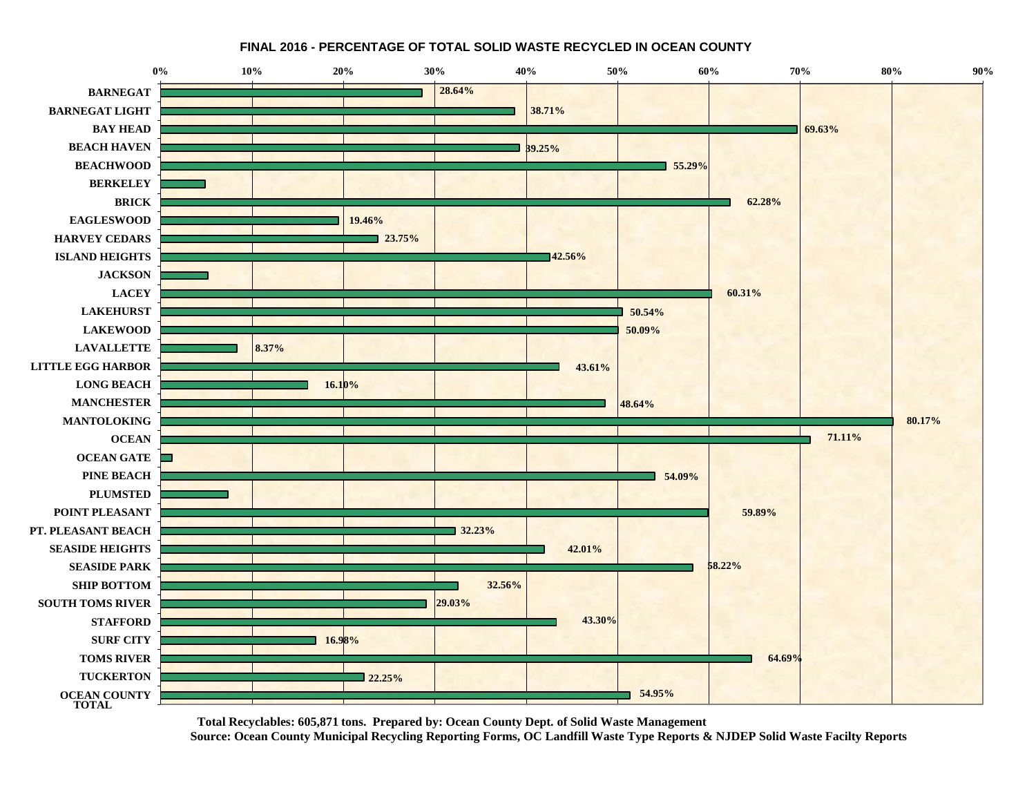## FINAL 2016 - PERCENTAGE OF TOTAL SOLID WASTE RECYCLED IN OCEAN COUNTY

| Municipality | Percentage Recycled |
| --- | --- |
| BARNEGAT | 28.64% |
| BARNEGAT LIGHT | 38.71% |
| BAY HEAD | 69.63% |
| BEACH HAVEN | 39.25% |
| BEACHWOOD | 55.29% |
| BERKELEY | |
| BRICK | 62.28% |
| EAGLESWOOD | 19.46% |
| HARVEY CEDARS | 23.75% |
| ISLAND HEIGHTS | 42.56% |
| JACKSON | |
| LACEY | 60.31% |
| LAKEHURST | 50.54% |
| LAKEWOOD | 50.09% |
| LAVALLETTE | 8.37% |
| LITTLE EGG HARBOR | 43.61% |
| LONG BEACH | 16.10% |
| MANCHESTER | 48.64% |
| MANTOLOKING | 80.17% |
| OCEAN | 71.11% |
| OCEAN GATE | |
| PINE BEACH | 54.09% |
| PLUMSTED | |
| POINT PLEASANT | 59.89% |
| PT. PLEASANT BEACH | 32.23% |
| SEASIDE HEIGHTS | 42.01% |
| SEASIDE PARK | 58.22% |
| SHIP BOTTOM | 32.56% |
| SOUTH TOMS RIVER | 29.03% |
| STAFFORD | 43.30% |
| SURF CITY | 16.98% |
| TOMS RIVER | 64.69% |
| TUCKERTON | 22.25% |
| OCEAN COUNTY TOTAL | 54.95% |

**Total Recyclables: 605,871 tons. Prepared by: Ocean County Dept. of Solid Waste Management**

**Source: Ocean County Municipal Recycling Reporting Forms, OC Landfill Waste Type Reports & NJDEP Solid Waste Facilty Reports**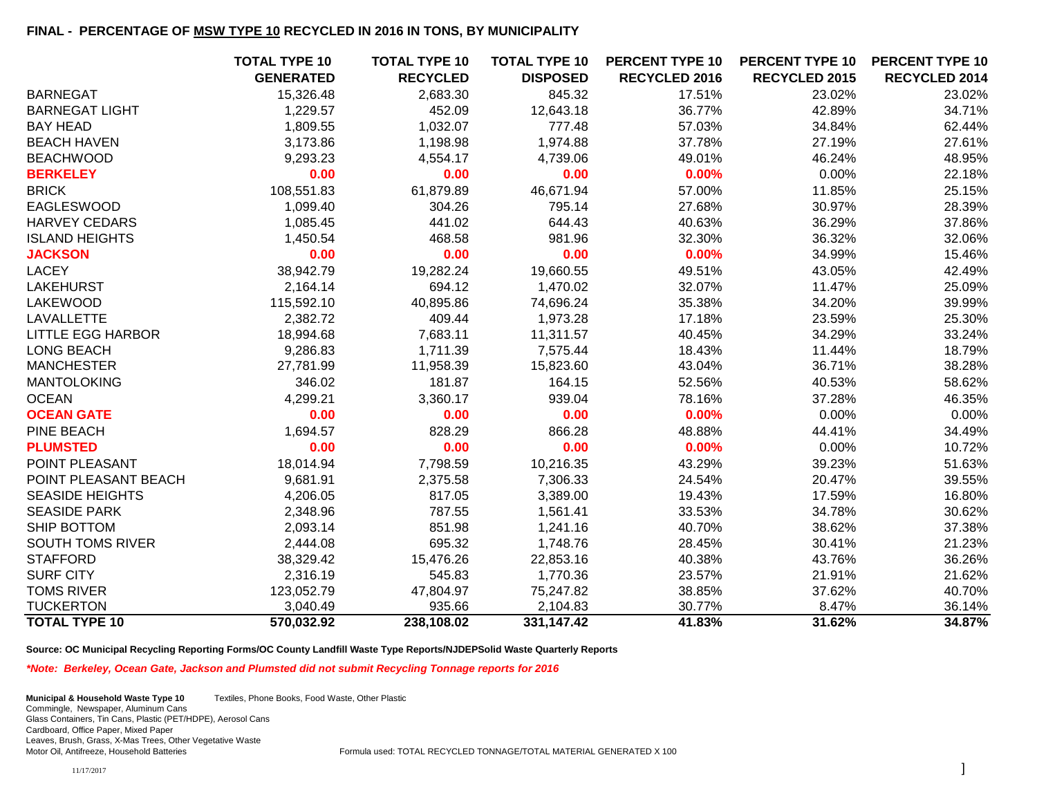**FINAL - PERCENTAGE OF MSW TYPE 10 RECYCLED IN 2016 IN TONS, BY MUNICIPALITY**

| | TOTAL TYPE 10 GENERATED | TOTAL TYPE 10 RECYCLED | TOTAL TYPE 10 DISPOSED | PERCENT TYPE 10 RECYCLED 2016 | PERCENT TYPE 10 RECYCLED 2015 | PERCENT TYPE 10 RECYCLED 2014 |
|---|---|---|---|---|---|---|
| BARNEGAT | 15,326.48 | 2,683.30 | 845.32 | 17.51% | 23.02% | 23.02% |
| BARNEGAT LIGHT | 1,229.57 | 452.09 | 12,643.18 | 36.77% | 42.89% | 34.71% |
| BAY HEAD | 1,809.55 | 1,032.07 | 777.48 | 57.03% | 34.84% | 62.44% |
| BEACH HAVEN | 3,173.86 | 1,198.98 | 1,974.88 | 37.78% | 27.19% | 27.61% |
| BEACHWOOD | 9,293.23 | 4,554.17 | 4,739.06 | 49.01% | 46.24% | 48.95% |
| **BERKELEY** | **0.00** | **0.00** | **0.00** | **0.00%** | 0.00% | 22.18% |
| BRICK | 108,551.83 | 61,879.89 | 46,671.94 | 57.00% | 11.85% | 25.15% |
| EAGLESWOOD | 1,099.40 | 304.26 | 795.14 | 27.68% | 30.97% | 28.39% |
| HARVEY CEDARS | 1,085.45 | 441.02 | 644.43 | 40.63% | 36.29% | 37.86% |
| ISLAND HEIGHTS | 1,450.54 | 468.58 | 981.96 | 32.30% | 36.32% | 32.06% |
| **JACKSON** | **0.00** | **0.00** | **0.00** | **0.00%** | 34.99% | 15.46% |
| LACEY | 38,942.79 | 19,282.24 | 19,660.55 | 49.51% | 43.05% | 42.49% |
| LAKEHURST | 2,164.14 | 694.12 | 1,470.02 | 32.07% | 11.47% | 25.09% |
| LAKEWOOD | 115,592.10 | 40,895.86 | 74,696.24 | 35.38% | 34.20% | 39.99% |
| LAVALLETTE | 2,382.72 | 409.44 | 1,973.28 | 17.18% | 23.59% | 25.30% |
| LITTLE EGG HARBOR | 18,994.68 | 7,683.11 | 11,311.57 | 40.45% | 34.29% | 33.24% |
| LONG BEACH | 9,286.83 | 1,711.39 | 7,575.44 | 18.43% | 11.44% | 18.79% |
| MANCHESTER | 27,781.99 | 11,958.39 | 15,823.60 | 43.04% | 36.71% | 38.28% |
| MANTOLOKING | 346.02 | 181.87 | 164.15 | 52.56% | 40.53% | 58.62% |
| OCEAN | 4,299.21 | 3,360.17 | 939.04 | 78.16% | 37.28% | 46.35% |
| **OCEAN GATE** | **0.00** | **0.00** | **0.00** | **0.00%** | 0.00% | 0.00% |
| PINE BEACH | 1,694.57 | 828.29 | 866.28 | 48.88% | 44.41% | 34.49% |
| **PLUMSTED** | **0.00** | **0.00** | **0.00** | **0.00%** | 0.00% | 10.72% |
| POINT PLEASANT | 18,014.94 | 7,798.59 | 10,216.35 | 43.29% | 39.23% | 51.63% |
| POINT PLEASANT BEACH | 9,681.91 | 2,375.58 | 7,306.33 | 24.54% | 20.47% | 39.55% |
| SEASIDE HEIGHTS | 4,206.05 | 817.05 | 3,389.00 | 19.43% | 17.59% | 16.80% |
| SEASIDE PARK | 2,348.96 | 787.55 | 1,561.41 | 33.53% | 34.78% | 30.62% |
| SHIP BOTTOM | 2,093.14 | 851.98 | 1,241.16 | 40.70% | 38.62% | 37.38% |
| SOUTH TOMS RIVER | 2,444.08 | 695.32 | 1,748.76 | 28.45% | 30.41% | 21.23% |
| STAFFORD | 38,329.42 | 15,476.26 | 22,853.16 | 40.38% | 43.76% | 36.26% |
| SURF CITY | 2,316.19 | 545.83 | 1,770.36 | 23.57% | 21.91% | 21.62% |
| TOMS RIVER | 123,052.79 | 47,804.97 | 75,247.82 | 38.85% | 37.62% | 40.70% |
| TUCKERTON | 3,040.49 | 935.66 | 2,104.83 | 30.77% | 8.47% | 36.14% |
| **TOTAL TYPE 10** | **570,032.92** | **238,108.02** | **331,147.42** | **41.83%** | **31.62%** | **34.87%** |

**Source: OC Municipal Recycling Reporting Forms/OC County Landfill Waste Type Reports/NJDEPSolid Waste Quarterly Reports**

***\*Note: Berkeley, Ocean Gate, Jackson and Plumsted did not submit Recycling Tonnage reports for 2016***

**Municipal & Household Waste Type 10** Textiles, Phone Books, Food Waste, Other Plastic
Commingle, Newspaper, Aluminum Cans
Glass Containers, Tin Cans, Plastic (PET/HDPE), Aerosol Cans
Cardboard, Office Paper, Mixed Paper
Leaves, Brush, Grass, X-Mas Trees, Other Vegetative Waste
Motor Oil, Antifreeze, Household Batteries

Formula used: TOTAL RECYCLED TONNAGE/TOTAL MATERIAL GENERATED X 100

11/17/2017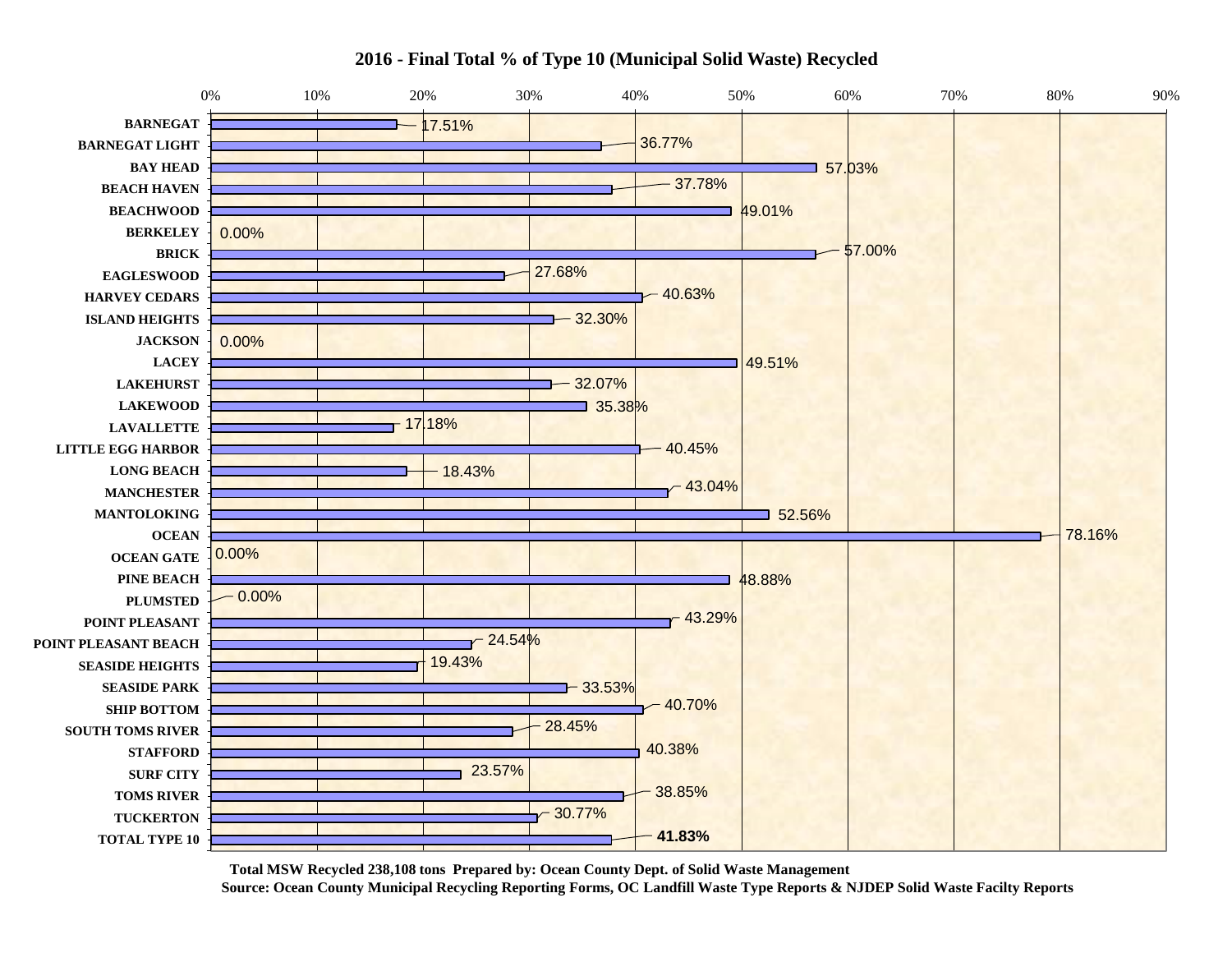# 2016 - Final Total % of Type 10 (Municipal Solid Waste) Recycled

| Municipality | % Recycled |
| --- | --- |
| BARNEGAT | 17.51% |
| BARNEGAT LIGHT | 36.77% |
| BAY HEAD | 57.03% |
| BEACH HAVEN | 37.78% |
| BEACHWOOD | 49.01% |
| BERKELEY | 0.00% |
| BRICK | 57.00% |
| EAGLESWOOD | 27.68% |
| HARVEY CEDARS | 40.63% |
| ISLAND HEIGHTS | 32.30% |
| JACKSON | 0.00% |
| LACEY | 49.51% |
| LAKEHURST | 32.07% |
| LAKEWOOD | 35.38% |
| LAVALLETTE | 17.18% |
| LITTLE EGG HARBOR | 40.45% |
| LONG BEACH | 18.43% |
| MANCHESTER | 43.04% |
| MANTOLOKING | 52.56% |
| OCEAN | 78.16% |
| OCEAN GATE | 0.00% |
| PINE BEACH | 48.88% |
| PLUMSTED | 0.00% |
| POINT PLEASANT | 43.29% |
| POINT PLEASANT BEACH | 24.54% |
| SEASIDE HEIGHTS | 19.43% |
| SEASIDE PARK | 33.53% |
| SHIP BOTTOM | 40.70% |
| SOUTH TOMS RIVER | 28.45% |
| STAFFORD | 40.38% |
| SURF CITY | 23.57% |
| TOMS RIVER | 38.85% |
| TUCKERTON | 30.77% |
| **TOTAL TYPE 10** | **41.83%** |

**Total MSW Recycled 238,108 tons Prepared by: Ocean County Dept. of Solid Waste Management**

**Source: Ocean County Municipal Recycling Reporting Forms, OC Landfill Waste Type Reports & NJDEP Solid Waste Facilty Reports**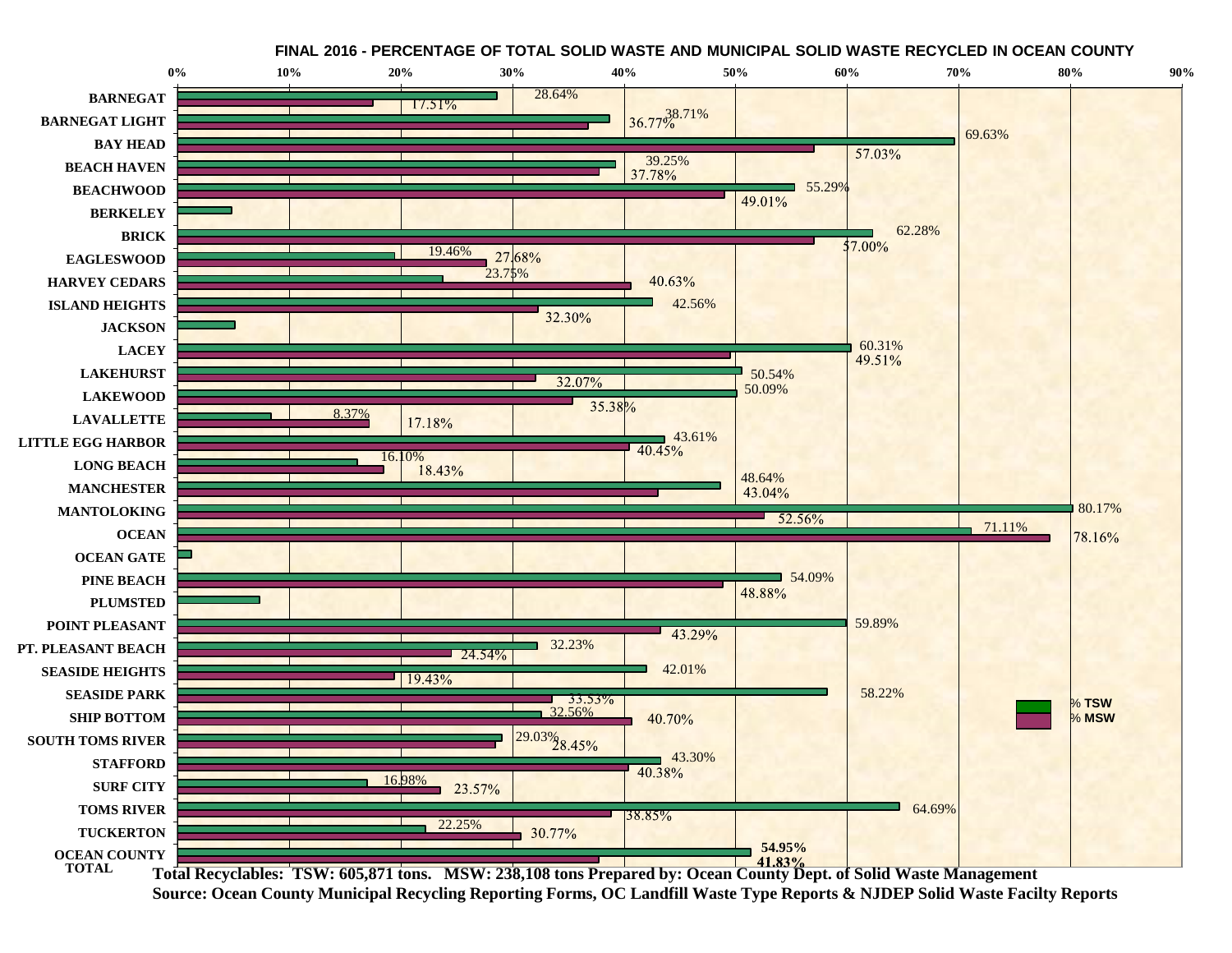FINAL 2016 - PERCENTAGE OF TOTAL SOLID WASTE AND MUNICIPAL SOLID WASTE RECYCLED IN OCEAN COUNTY

0% 10% 20% 30% 40% 50% 60% 70% 80% 90%

BARNEGAT 28.64% 17.51%
BARNEGAT LIGHT 38.71% 36.77%
BAY HEAD 69.63% 57.03%
BEACH HAVEN 39.25% 37.78%
BEACHWOOD 55.29% 49.01%
BERKELEY
BRICK 62.28% 57.00%
EAGLESWOOD 19.46% 27.68%
HARVEY CEDARS 23.75% 40.63%
ISLAND HEIGHTS 42.56% 32.30%
JACKSON
LACEY 60.31% 49.51%
LAKEHURST 50.54% 32.07%
LAKEWOOD 50.09% 35.38%
LAVALLETTE 8.37% 17.18%
LITTLE EGG HARBOR 43.61% 40.45%
LONG BEACH 16.10% 18.43%
MANCHESTER 48.64% 43.04%
MANTOLOKING 80.17% 52.56%
OCEAN 71.11% 78.16%
OCEAN GATE
PINE BEACH 54.09% 48.88%
PLUMSTED
POINT PLEASANT 59.89% 43.29%
PT. PLEASANT BEACH 32.23% 24.54%
SEASIDE HEIGHTS 42.01% 19.43%
SEASIDE PARK 58.22% 33.53%
SHIP BOTTOM 32.56% 40.70%
SOUTH TOMS RIVER 29.03% 28.45%
STAFFORD 43.30% 40.38%
SURF CITY 16.98% 23.57%
TOMS RIVER 64.69% 38.85%
TUCKERTON 22.25% 30.77%
OCEAN COUNTY TOTAL **54.95%** **41.83%**

% TSW
% MSW

**Total Recyclables: TSW: 605,871 tons. MSW: 238,108 tons Prepared by: Ocean County Dept. of Solid Waste Management**

**Source: Ocean County Municipal Recycling Reporting Forms, OC Landfill Waste Type Reports & NJDEP Solid Waste Facilty Reports**